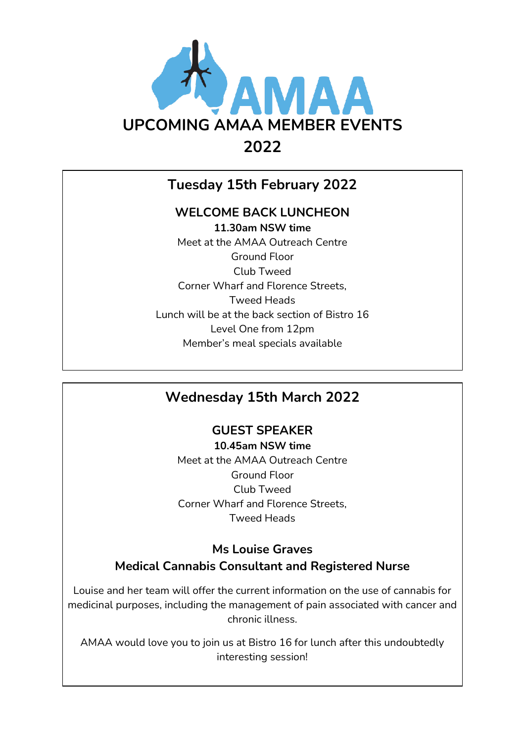AMAA

# UPCOMING AMAA MEMBER EVENTS 2022

## Tuesday 15th February 2022

### WELCOME BACK LUNCHEON

**11.30am NSW time**

Meet at the AMAA Outreach Centre
Ground Floor
Club Tweed
Corner Wharf and Florence Streets,
Tweed Heads
Lunch will be at the back section of Bistro 16
Level One from 12pm
Member's meal specials available

## Wednesday 15th March 2022

### GUEST SPEAKER

**10.45am NSW time**

Meet at the AMAA Outreach Centre
Ground Floor
Club Tweed
Corner Wharf and Florence Streets,
Tweed Heads

**Ms Louise Graves**
**Medical Cannabis Consultant and Registered Nurse**

Louise and her team will offer the current information on the use of cannabis for medicinal purposes, including the management of pain associated with cancer and chronic illness.

AMAA would love you to join us at Bistro 16 for lunch after this undoubtedly interesting session!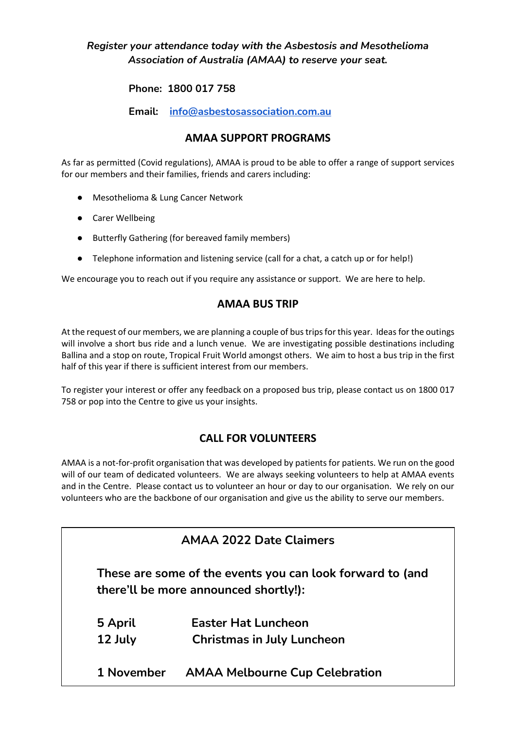*Register your attendance today with the Asbestosis and Mesothelioma Association of Australia (AMAA) to reserve your seat.*

**Phone: 1800 017 758**

**Email:** **info@asbestosassociation.com.au**

## AMAA SUPPORT PROGRAMS

As far as permitted (Covid regulations), AMAA is proud to be able to offer a range of support services for our members and their families, friends and carers including:

- Mesothelioma & Lung Cancer Network
- Carer Wellbeing
- Butterfly Gathering (for bereaved family members)
- Telephone information and listening service (call for a chat, a catch up or for help!)

We encourage you to reach out if you require any assistance or support. We are here to help.

## AMAA BUS TRIP

At the request of our members, we are planning a couple of bus trips for this year. Ideas for the outings will involve a short bus ride and a lunch venue. We are investigating possible destinations including Ballina and a stop on route, Tropical Fruit World amongst others. We aim to host a bus trip in the first half of this year if there is sufficient interest from our members.

To register your interest or offer any feedback on a proposed bus trip, please contact us on 1800 017 758 or pop into the Centre to give us your insights.

## CALL FOR VOLUNTEERS

AMAA is a not-for-profit organisation that was developed by patients for patients. We run on the good will of our team of dedicated volunteers. We are always seeking volunteers to help at AMAA events and in the Centre. Please contact us to volunteer an hour or day to our organisation. We rely on our volunteers who are the backbone of our organisation and give us the ability to serve our members.

## AMAA 2022 Date Claimers

**These are some of the events you can look forward to (and there'll be more announced shortly!):**

| | |
|---|---|
| **5 April** | **Easter Hat Luncheon** |
| **12 July** | **Christmas in July Luncheon** |
| **1 November** | **AMAA Melbourne Cup Celebration** |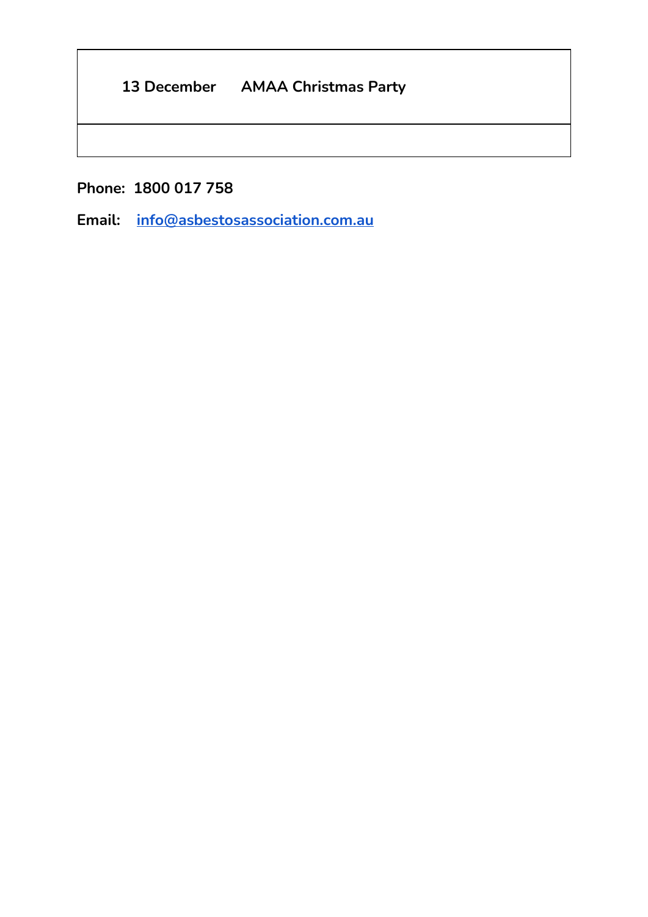| | |
|---|---|
| **13 December** | **AMAA Christmas Party** |
| | |

**Phone: 1800 017 758**

**Email: info@asbestosassociation.com.au**